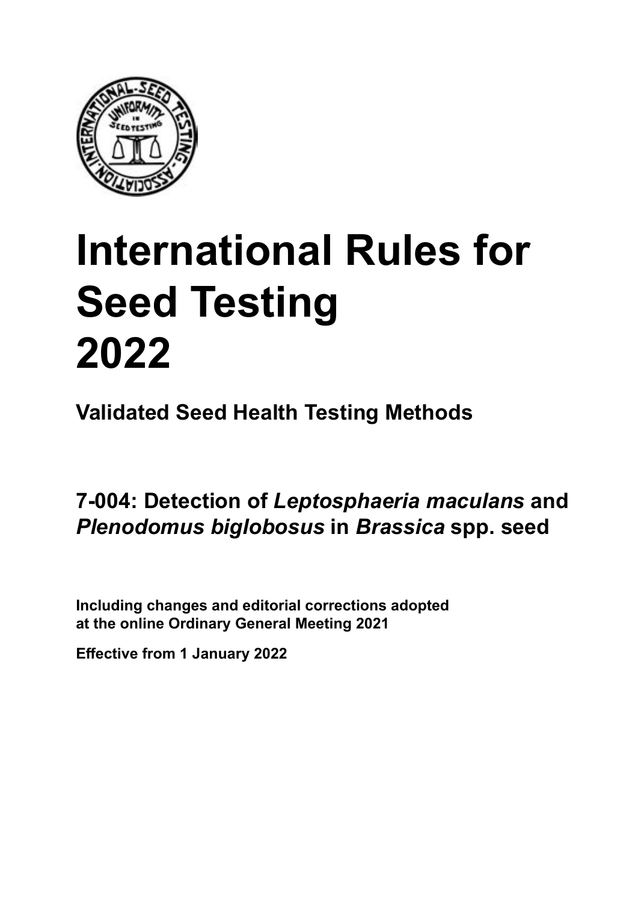# International Rules for Seed Testing 2022

## Validated Seed Health Testing Methods

## 7-004: Detection of *Leptosphaeria maculans* and *Plenodomus biglobosus* in *Brassica* spp. seed

**Including changes and editorial corrections adopted at the online Ordinary General Meeting 2021**

**Effective from 1 January 2022**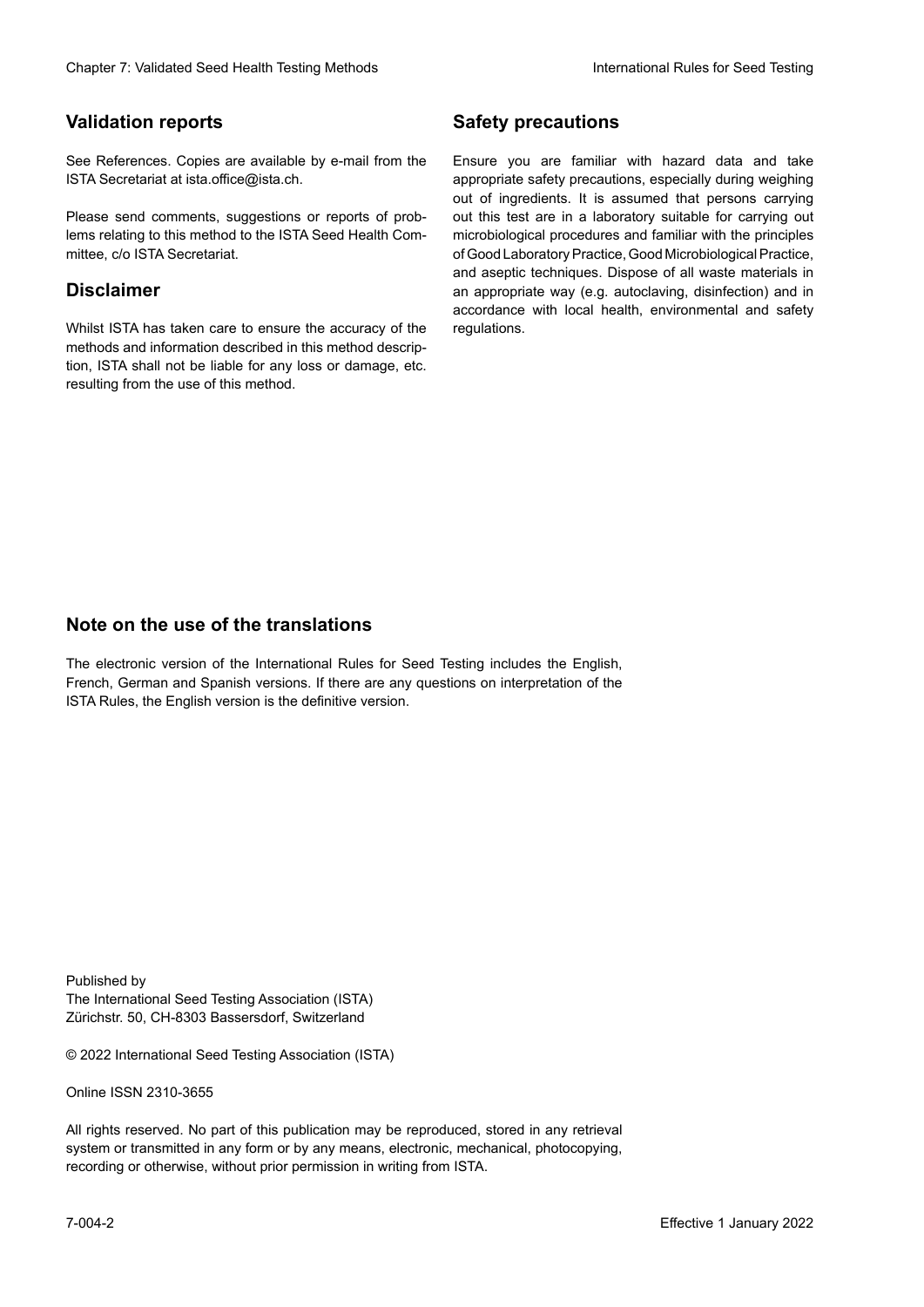## Validation reports

See References. Copies are available by e-mail from the ISTA Secretariat at ista.office@ista.ch.

Please send comments, suggestions or reports of problems relating to this method to the ISTA Seed Health Committee, c/o ISTA Secretariat.

## Disclaimer

Whilst ISTA has taken care to ensure the accuracy of the methods and information described in this method description, ISTA shall not be liable for any loss or damage, etc. resulting from the use of this method.

## Safety precautions

Ensure you are familiar with hazard data and take appropriate safety precautions, especially during weighing out of ingredients. It is assumed that persons carrying out this test are in a laboratory suitable for carrying out microbiological procedures and familiar with the principles of Good Laboratory Practice, Good Microbiological Practice, and aseptic techniques. Dispose of all waste materials in an appropriate way (e.g. autoclaving, disinfection) and in accordance with local health, environmental and safety regulations.

## Note on the use of the translations

The electronic version of the International Rules for Seed Testing includes the English, French, German and Spanish versions. If there are any questions on interpretation of the ISTA Rules, the English version is the definitive version.

Published by
The International Seed Testing Association (ISTA)
Zürichstr. 50, CH-8303 Bassersdorf, Switzerland

© 2022 International Seed Testing Association (ISTA)

Online ISSN 2310-3655

All rights reserved. No part of this publication may be reproduced, stored in any retrieval system or transmitted in any form or by any means, electronic, mechanical, photocopying, recording or otherwise, without prior permission in writing from ISTA.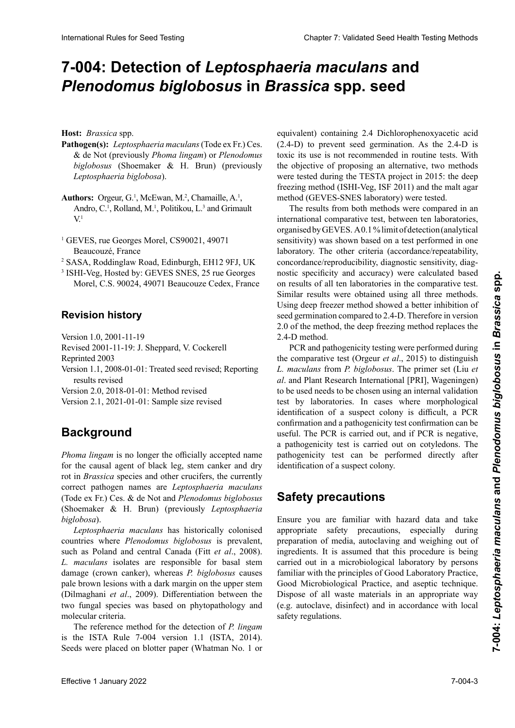# 7-004: Detection of *Leptosphaeria maculans* and *Plenodomus biglobosus* in *Brassica* spp. seed

**Host:** *Brassica* spp.

**Pathogen(s):** *Leptosphaeria maculans* (Tode ex Fr.) Ces. & de Not (previously *Phoma lingam*) or *Plenodomus biglobosus* (Shoemaker & H. Brun) (previously *Leptosphaeria biglobosa*).

**Authors:** Orgeur, G.[1], McEwan, M.[2], Chamaille, A.[1], Andro, C.[1], Rolland, M.[1], Politikou, L.[3] and Grimault V.[1]

[1] GEVES, rue Georges Morel, CS90021, 49071 Beaucouzé, France

[2] SASA, Roddinglaw Road, Edinburgh, EH12 9FJ, UK

[3] ISHI-Veg, Hosted by: GEVES SNES, 25 rue Georges Morel, C.S. 90024, 49071 Beaucouze Cedex, France

## Revision history

Version 1.0, 2001-11-19

Revised 2001-11-19: J. Sheppard, V. Cockerell

Reprinted 2003

Version 1.1, 2008-01-01: Treated seed revised; Reporting results revised

Version 2.0, 2018-01-01: Method revised

Version 2.1, 2021-01-01: Sample size revised

## Background

*Phoma lingam* is no longer the officially accepted name for the causal agent of black leg, stem canker and dry rot in *Brassica* species and other crucifers, the currently correct pathogen names are *Leptosphaeria maculans* (Tode ex Fr.) Ces. & de Not and *Plenodomus biglobosus* (Shoemaker & H. Brun) (previously *Leptosphaeria biglobosa*).

*Leptosphaeria maculans* has historically colonised countries where *Plenodomus biglobosus* is prevalent, such as Poland and central Canada (Fitt *et al*., 2008). *L. maculans* isolates are responsible for basal stem damage (crown canker), whereas *P. biglobosus* causes pale brown lesions with a dark margin on the upper stem (Dilmaghani *et al*., 2009). Differentiation between the two fungal species was based on phytopathology and molecular criteria.

The reference method for the detection of *P. lingam* is the ISTA Rule 7-004 version 1.1 (ISTA, 2014). Seeds were placed on blotter paper (Whatman No. 1 or equivalent) containing 2.4 Dichlorophenoxyacetic acid (2.4-D) to prevent seed germination. As the 2.4-D is toxic its use is not recommended in routine tests. With the objective of proposing an alternative, two methods were tested during the TESTA project in 2015: the deep freezing method (ISHI-Veg, ISF 2011) and the malt agar method (GEVES-SNES laboratory) were tested.

The results from both methods were compared in an international comparative test, between ten laboratories, organised by GEVES. A 0.1 % limit of detection (analytical sensitivity) was shown based on a test performed in one laboratory. The other criteria (accordance/repeatability, concordance/reproducibility, diagnostic sensitivity, diagnostic specificity and accuracy) were calculated based on results of all ten laboratories in the comparative test. Similar results were obtained using all three methods. Using deep freezer method showed a better inhibition of seed germination compared to 2.4-D. Therefore in version 2.0 of the method, the deep freezing method replaces the 2.4-D method.

PCR and pathogenicity testing were performed during the comparative test (Orgeur *et al*., 2015) to distinguish *L. maculans* from *P. biglobosus*. The primer set (Liu *et al*. and Plant Research International [PRI], Wageningen) to be used needs to be chosen using an internal validation test by laboratories. In cases where morphological identification of a suspect colony is difficult, a PCR confirmation and a pathogenicity test confirmation can be useful. The PCR is carried out, and if PCR is negative, a pathogenicity test is carried out on cotyledons. The pathogenicity test can be performed directly after identification of a suspect colony.

## Safety precautions

Ensure you are familiar with hazard data and take appropriate safety precautions, especially during preparation of media, autoclaving and weighing out of ingredients. It is assumed that this procedure is being carried out in a microbiological laboratory by persons familiar with the principles of Good Laboratory Practice, Good Microbiological Practice, and aseptic technique. Dispose of all waste materials in an appropriate way (e.g. autoclave, disinfect) and in accordance with local safety regulations.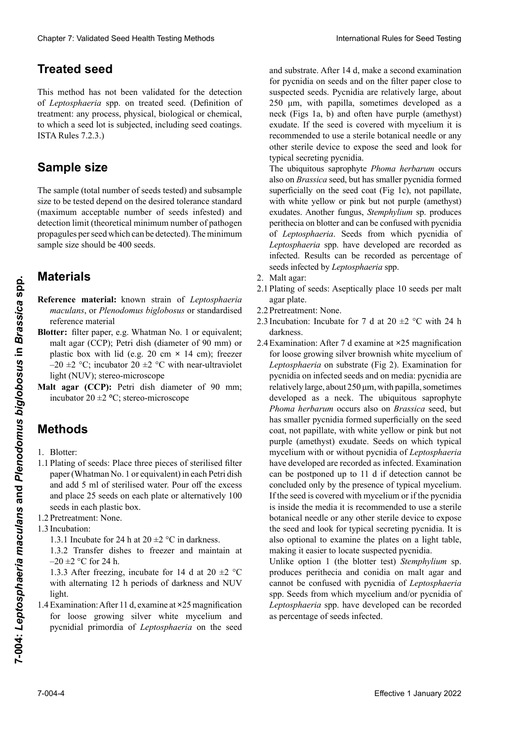## Treated seed

This method has not been validated for the detection of *Leptosphaeria* spp. on treated seed. (Definition of treatment: any process, physical, biological or chemical, to which a seed lot is subjected, including seed coatings. ISTA Rules 7.2.3.)

## Sample size

The sample (total number of seeds tested) and subsample size to be tested depend on the desired tolerance standard (maximum acceptable number of seeds infested) and detection limit (theoretical minimum number of pathogen propagules per seed which can be detected). The minimum sample size should be 400 seeds.

## Materials

**Reference material:** known strain of *Leptosphaeria maculans*, or *Plenodomus biglobosus* or standardised reference material

**Blotter:** filter paper, e.g. Whatman No. 1 or equivalent; malt agar (CCP); Petri dish (diameter of 90 mm) or plastic box with lid (e.g. 20 cm × 14 cm); freezer –20 ±2 °C; incubator 20 ±2 °C with near-ultraviolet light (NUV); stereo-microscope

**Malt agar (CCP):** Petri dish diameter of 90 mm; incubator 20 ±2 °C; stereo-microscope

## Methods

1. Blotter:

1.1 Plating of seeds: Place three pieces of sterilised filter paper (Whatman No. 1 or equivalent) in each Petri dish and add 5 ml of sterilised water. Pour off the excess and place 25 seeds on each plate or alternatively 100 seeds in each plastic box.

1.2 Pretreatment: None.

1.3 Incubation:

1.3.1 Incubate for 24 h at 20 ±2 °C in darkness.

1.3.2 Transfer dishes to freezer and maintain at –20 ±2 °C for 24 h.

1.3.3 After freezing, incubate for 14 d at 20 ±2 °C with alternating 12 h periods of darkness and NUV light.

1.4 Examination: After 11 d, examine at ×25 magnification for loose growing silver white mycelium and pycnidial primordia of *Leptosphaeria* on the seed and substrate. After 14 d, make a second examination for pycnidia on seeds and on the filter paper close to suspected seeds. Pycnidia are relatively large, about 250 µm, with papilla, sometimes developed as a neck (Figs 1a, b) and often have purple (amethyst) exudate. If the seed is covered with mycelium it is recommended to use a sterile botanical needle or any other sterile device to expose the seed and look for typical secreting pycnidia.

The ubiquitous saprophyte *Phoma herbarum* occurs also on *Brassica* seed, but has smaller pycnidia formed superficially on the seed coat (Fig 1c), not papillate, with white yellow or pink but not purple (amethyst) exudates. Another fungus, *Stemphylium* sp. produces perithecia on blotter and can be confused with pycnidia of *Leptosphaeria*. Seeds from which pycnidia of *Leptosphaeria* spp. have developed are recorded as infected. Results can be recorded as percentage of seeds infected by *Leptosphaeria* spp.

2. Malt agar:

2.1 Plating of seeds: Aseptically place 10 seeds per malt agar plate.

2.2 Pretreatment: None.

2.3 Incubation: Incubate for 7 d at 20 ±2 °C with 24 h darkness.

2.4 Examination: After 7 d examine at ×25 magnification for loose growing silver brownish white mycelium of *Leptosphaeria* on substrate (Fig 2). Examination for pycnidia on infected seeds and on media: pycnidia are relatively large, about 250 µm, with papilla, sometimes developed as a neck. The ubiquitous saprophyte *Phoma herbarum* occurs also on *Brassica* seed, but has smaller pycnidia formed superficially on the seed coat, not papillate, with white yellow or pink but not purple (amethyst) exudate. Seeds on which typical mycelium with or without pycnidia of *Leptosphaeria* have developed are recorded as infected. Examination can be postponed up to 11 d if detection cannot be concluded only by the presence of typical mycelium. If the seed is covered with mycelium or if the pycnidia is inside the media it is recommended to use a sterile botanical needle or any other sterile device to expose the seed and look for typical secreting pycnidia. It is also optional to examine the plates on a light table, making it easier to locate suspected pycnidia.

Unlike option 1 (the blotter test) *Stemphylium* sp. produces perithecia and conidia on malt agar and cannot be confused with pycnidia of *Leptosphaeria* spp. Seeds from which mycelium and/or pycnidia of *Leptosphaeria* spp. have developed can be recorded as percentage of seeds infected.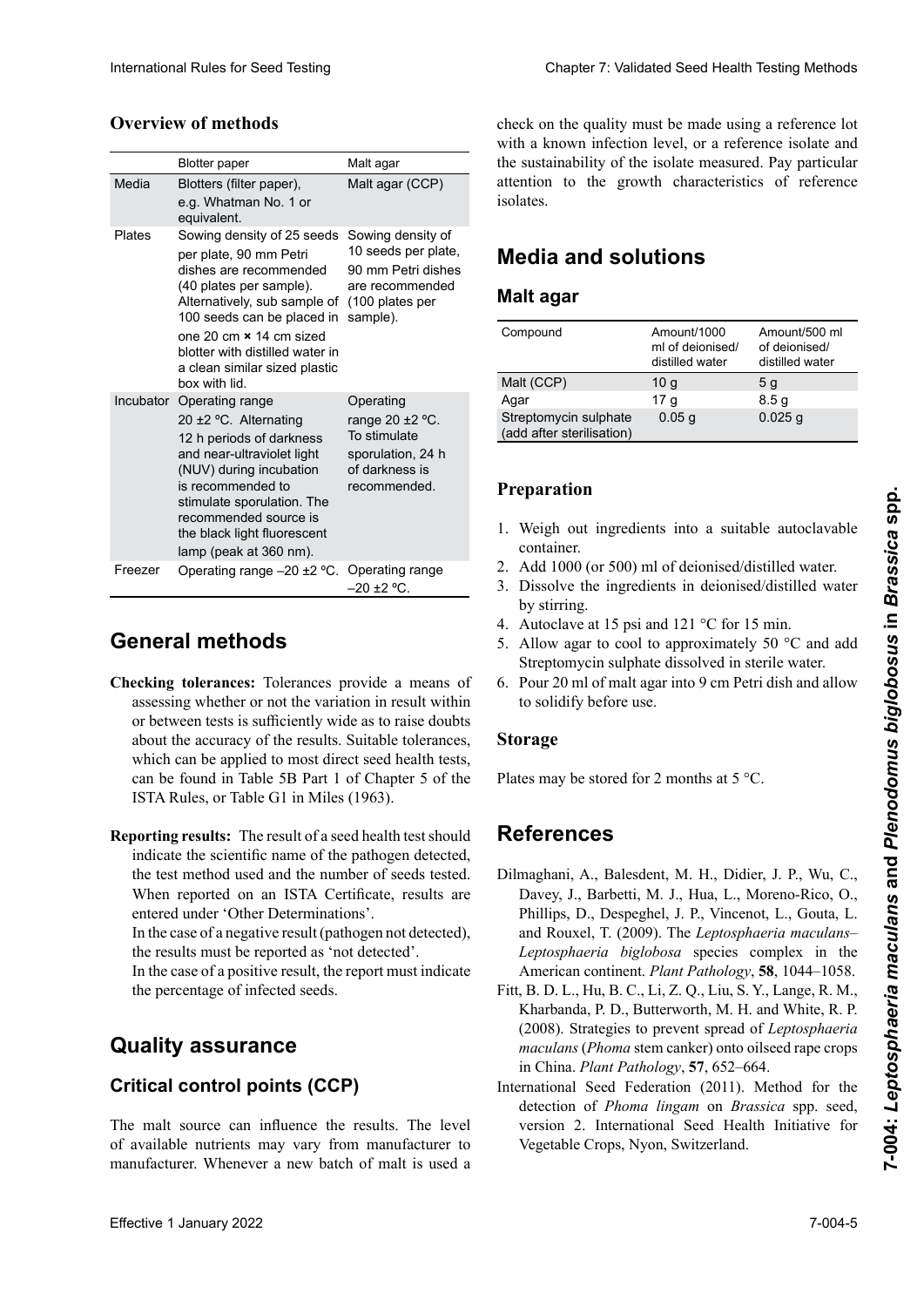### Overview of methods

| | Blotter paper | Malt agar |
|---|---|---|
| Media | Blotters (filter paper), e.g. Whatman No. 1 or equivalent. | Malt agar (CCP) |
| Plates | Sowing density of 25 seeds per plate, 90 mm Petri dishes are recommended (40 plates per sample). Alternatively, sub sample of 100 seeds can be placed in one 20 cm × 14 cm sized blotter with distilled water in a clean similar sized plastic box with lid. | Sowing density of 10 seeds per plate, 90 mm Petri dishes are recommended (100 plates per sample). |
| Incubator | Operating range 20 ±2 °C. Alternating 12 h periods of darkness and near-ultraviolet light (NUV) during incubation is recommended to stimulate sporulation. The recommended source is the black light fluorescent lamp (peak at 360 nm). | Operating range 20 ±2 °C. To stimulate sporulation, 24 h of darkness is recommended. |
| Freezer | Operating range –20 ±2 °C. | Operating range –20 ±2 °C. |

## General methods

**Checking tolerances:** Tolerances provide a means of assessing whether or not the variation in result within or between tests is sufficiently wide as to raise doubts about the accuracy of the results. Suitable tolerances, which can be applied to most direct seed health tests, can be found in Table 5B Part 1 of Chapter 5 of the ISTA Rules, or Table G1 in Miles (1963).

**Reporting results:** The result of a seed health test should indicate the scientific name of the pathogen detected, the test method used and the number of seeds tested. When reported on an ISTA Certificate, results are entered under 'Other Determinations'.
In the case of a negative result (pathogen not detected), the results must be reported as 'not detected'.
In the case of a positive result, the report must indicate the percentage of infected seeds.

## Quality assurance

### Critical control points (CCP)

The malt source can influence the results. The level of available nutrients may vary from manufacturer to manufacturer. Whenever a new batch of malt is used a check on the quality must be made using a reference lot with a known infection level, or a reference isolate and the sustainability of the isolate measured. Pay particular attention to the growth characteristics of reference isolates.

## Media and solutions

### Malt agar

| Compound | Amount/1000 ml of deionised/distilled water | Amount/500 ml of deionised/distilled water |
|---|---|---|
| Malt (CCP) | 10 g | 5 g |
| Agar | 17 g | 8.5 g |
| Streptomycin sulphate (add after sterilisation) | 0.05 g | 0.025 g |

### Preparation

1. Weigh out ingredients into a suitable autoclavable container.
2. Add 1000 (or 500) ml of deionised/distilled water.
3. Dissolve the ingredients in deionised/distilled water by stirring.
4. Autoclave at 15 psi and 121 °C for 15 min.
5. Allow agar to cool to approximately 50 °C and add Streptomycin sulphate dissolved in sterile water.
6. Pour 20 ml of malt agar into 9 cm Petri dish and allow to solidify before use.

### Storage

Plates may be stored for 2 months at 5 °C.

## References

Dilmaghani, A., Balesdent, M. H., Didier, J. P., Wu, C., Davey, J., Barbetti, M. J., Hua, L., Moreno-Rico, O., Phillips, D., Despeghel, J. P., Vincenot, L., Gouta, L. and Rouxel, T. (2009). The *Leptosphaeria maculans*–*Leptosphaeria biglobosa* species complex in the American continent. *Plant Pathology*, **58**, 1044–1058.

Fitt, B. D. L., Hu, B. C., Li, Z. Q., Liu, S. Y., Lange, R. M., Kharbanda, P. D., Butterworth, M. H. and White, R. P. (2008). Strategies to prevent spread of *Leptosphaeria maculans* (*Phoma* stem canker) onto oilseed rape crops in China. *Plant Pathology*, **57**, 652–664.

International Seed Federation (2011). Method for the detection of *Phoma lingam* on *Brassica* spp. seed, version 2. International Seed Health Initiative for Vegetable Crops, Nyon, Switzerland.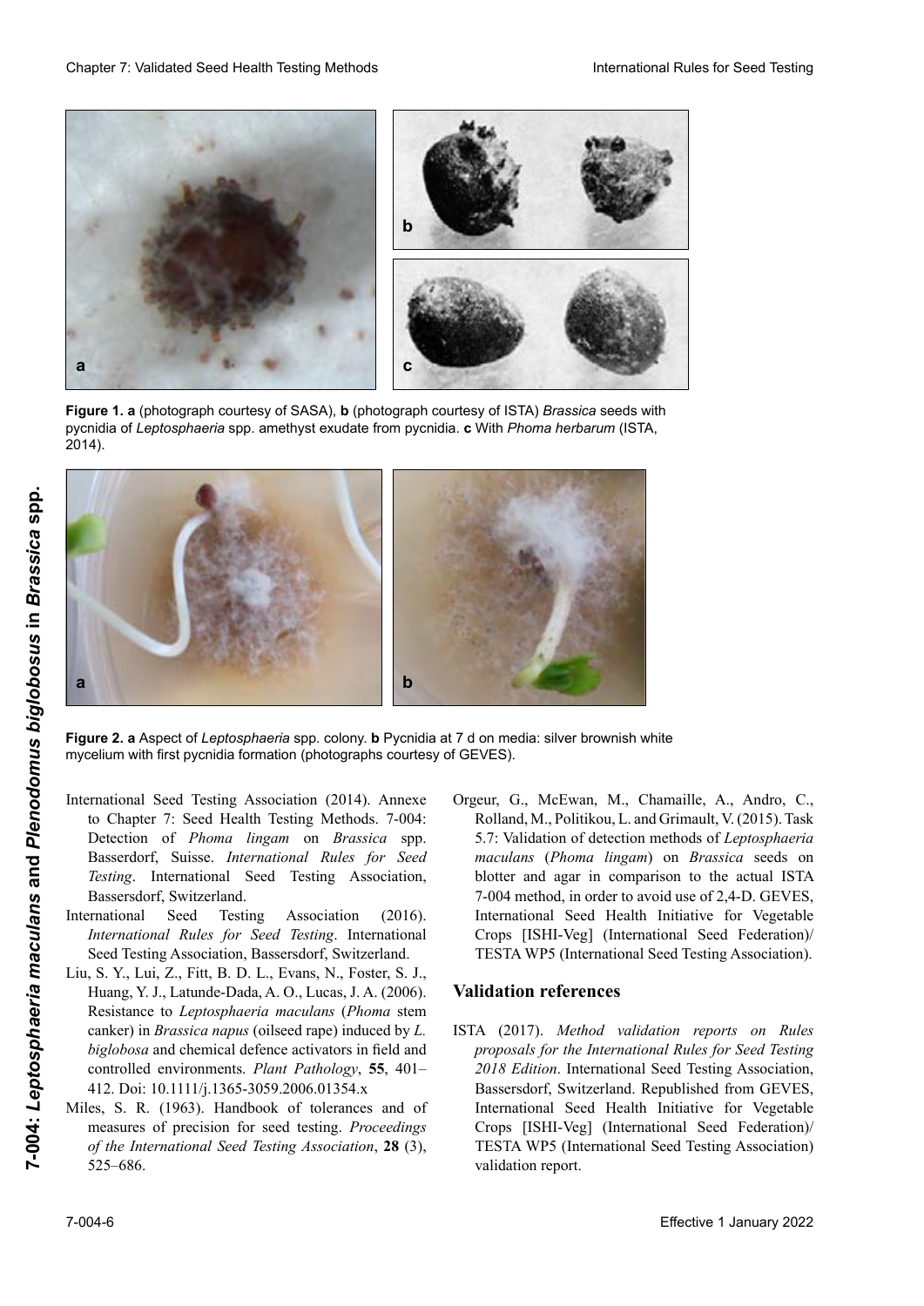Figure 1. **a** (photograph courtesy of SASA), **b** (photograph courtesy of ISTA) *Brassica* seeds with pycnidia of *Leptosphaeria* spp. amethyst exudate from pycnidia. **c** With *Phoma herbarum* (ISTA, 2014).

Figure 2. **a** Aspect of *Leptosphaeria* spp. colony. **b** Pycnidia at 7 d on media: silver brownish white mycelium with first pycnidia formation (photographs courtesy of GEVES).

International Seed Testing Association (2014). Annexe to Chapter 7: Seed Health Testing Methods. 7-004: Detection of *Phoma lingam* on *Brassica* spp. Basserdorf, Suisse. *International Rules for Seed Testing*. International Seed Testing Association, Bassersdorf, Switzerland.

International Seed Testing Association (2016). *International Rules for Seed Testing*. International Seed Testing Association, Bassersdorf, Switzerland.

Liu, S. Y., Lui, Z., Fitt, B. D. L., Evans, N., Foster, S. J., Huang, Y. J., Latunde-Dada, A. O., Lucas, J. A. (2006). Resistance to *Leptosphaeria maculans* (*Phoma* stem canker) in *Brassica napus* (oilseed rape) induced by *L. biglobosa* and chemical defence activators in field and controlled environments. *Plant Pathology*, **55**, 401–412. Doi: 10.1111/j.1365-3059.2006.01354.x

Miles, S. R. (1963). Handbook of tolerances and of measures of precision for seed testing. *Proceedings of the International Seed Testing Association*, **28** (3), 525–686.

Orgeur, G., McEwan, M., Chamaille, A., Andro, C., Rolland, M., Politikou, L. and Grimault, V. (2015). Task 5.7: Validation of detection methods of *Leptosphaeria maculans* (*Phoma lingam*) on *Brassica* seeds on blotter and agar in comparison to the actual ISTA 7-004 method, in order to avoid use of 2,4-D. GEVES, International Seed Health Initiative for Vegetable Crops [ISHI-Veg] (International Seed Federation)/ TESTA WP5 (International Seed Testing Association).

## Validation references

ISTA (2017). *Method validation reports on Rules proposals for the International Rules for Seed Testing 2018 Edition*. International Seed Testing Association, Bassersdorf, Switzerland. Republished from GEVES, International Seed Health Initiative for Vegetable Crops [ISHI-Veg] (International Seed Federation)/ TESTA WP5 (International Seed Testing Association) validation report.